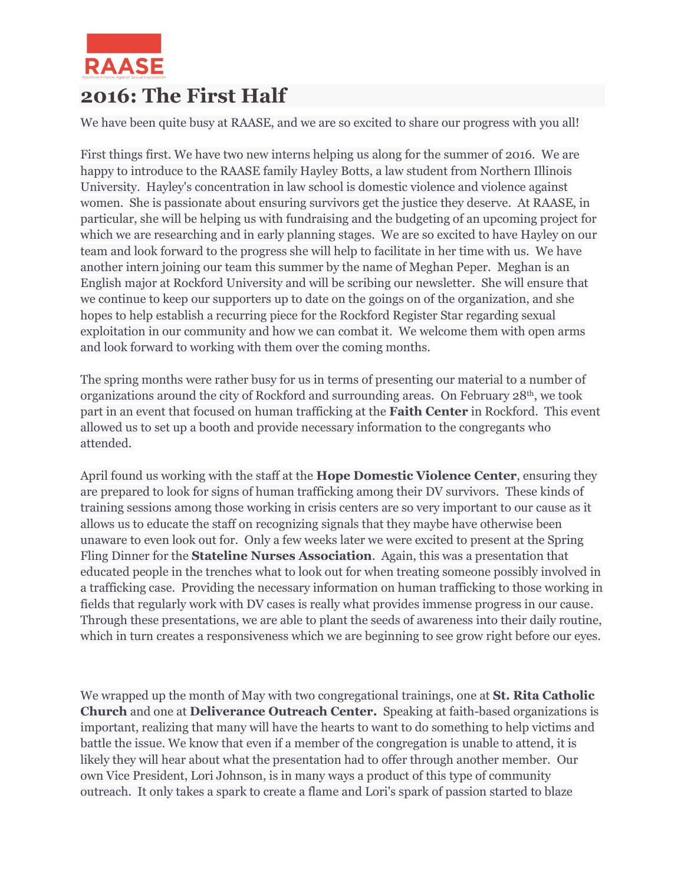RAASE

Rockford Alliance Against Sexual Exploitation

# 2016: The First Half

We have been quite busy at RAASE, and we are so excited to share our progress with you all!

First things first. We have two new interns helping us along for the summer of 2016. We are happy to introduce to the RAASE family Hayley Botts, a law student from Northern Illinois University. Hayley's concentration in law school is domestic violence and violence against women. She is passionate about ensuring survivors get the justice they deserve. At RAASE, in particular, she will be helping us with fundraising and the budgeting of an upcoming project for which we are researching and in early planning stages. We are so excited to have Hayley on our team and look forward to the progress she will help to facilitate in her time with us. We have another intern joining our team this summer by the name of Meghan Peper. Meghan is an English major at Rockford University and will be scribing our newsletter. She will ensure that we continue to keep our supporters up to date on the goings on of the organization, and she hopes to help establish a recurring piece for the Rockford Register Star regarding sexual exploitation in our community and how we can combat it. We welcome them with open arms and look forward to working with them over the coming months.

The spring months were rather busy for us in terms of presenting our material to a number of organizations around the city of Rockford and surrounding areas. On February 28th, we took part in an event that focused on human trafficking at the **Faith Center** in Rockford. This event allowed us to set up a booth and provide necessary information to the congregants who attended.

April found us working with the staff at the **Hope Domestic Violence Center**, ensuring they are prepared to look for signs of human trafficking among their DV survivors. These kinds of training sessions among those working in crisis centers are so very important to our cause as it allows us to educate the staff on recognizing signals that they maybe have otherwise been unaware to even look out for. Only a few weeks later we were excited to present at the Spring Fling Dinner for the **Stateline Nurses Association**. Again, this was a presentation that educated people in the trenches what to look out for when treating someone possibly involved in a trafficking case. Providing the necessary information on human trafficking to those working in fields that regularly work with DV cases is really what provides immense progress in our cause. Through these presentations, we are able to plant the seeds of awareness into their daily routine, which in turn creates a responsiveness which we are beginning to see grow right before our eyes.

We wrapped up the month of May with two congregational trainings, one at **St. Rita Catholic Church** and one at **Deliverance Outreach Center.** Speaking at faith-based organizations is important, realizing that many will have the hearts to want to do something to help victims and battle the issue. We know that even if a member of the congregation is unable to attend, it is likely they will hear about what the presentation had to offer through another member. Our own Vice President, Lori Johnson, is in many ways a product of this type of community outreach. It only takes a spark to create a flame and Lori's spark of passion started to blaze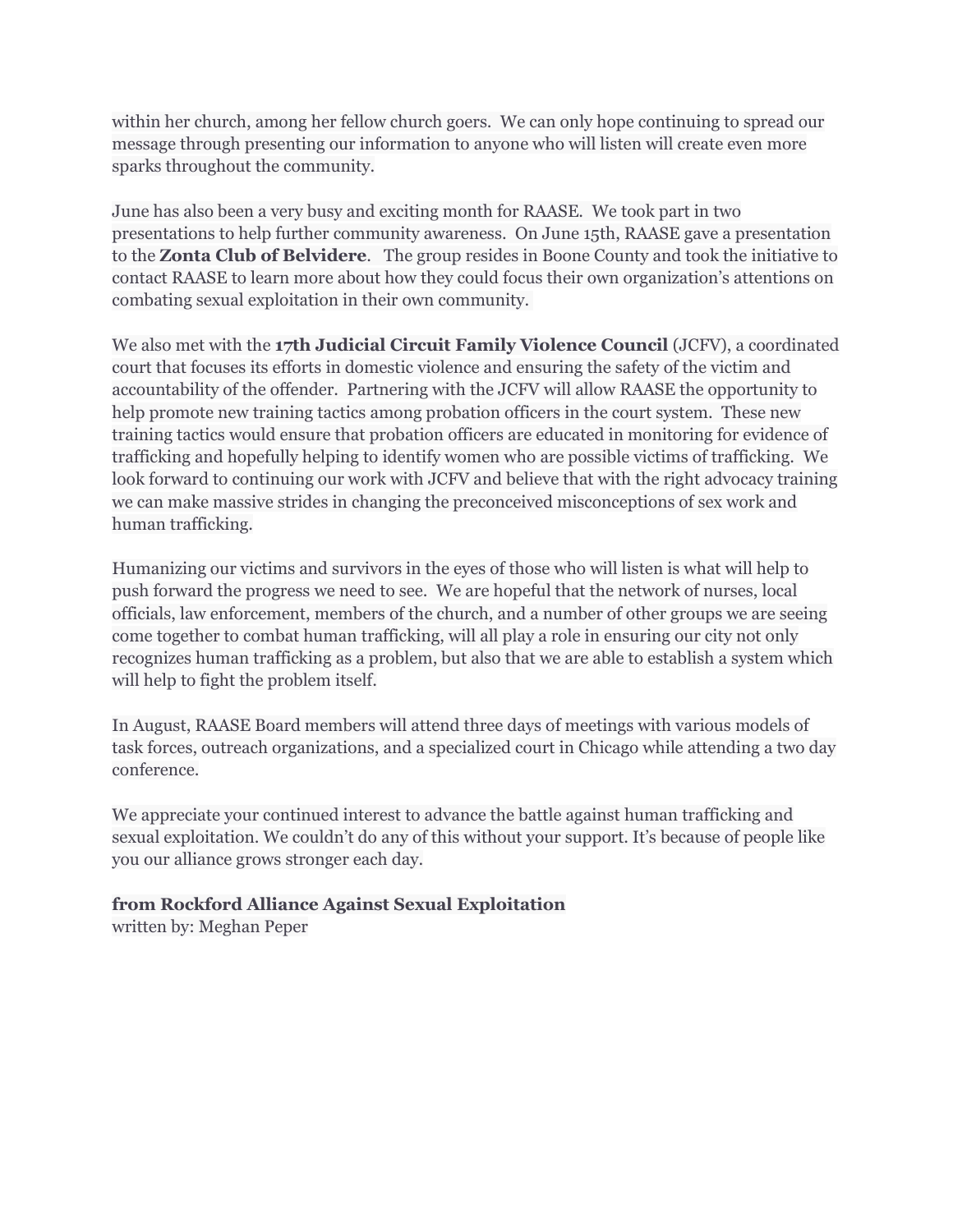within her church, among her fellow church goers. We can only hope continuing to spread our message through presenting our information to anyone who will listen will create even more sparks throughout the community.

June has also been a very busy and exciting month for RAASE. We took part in two presentations to help further community awareness. On June 15th, RAASE gave a presentation to the **Zonta Club of Belvidere**. The group resides in Boone County and took the initiative to contact RAASE to learn more about how they could focus their own organization's attentions on combating sexual exploitation in their own community.

We also met with the **17th Judicial Circuit Family Violence Council** (JCFV), a coordinated court that focuses its efforts in domestic violence and ensuring the safety of the victim and accountability of the offender. Partnering with the JCFV will allow RAASE the opportunity to help promote new training tactics among probation officers in the court system. These new training tactics would ensure that probation officers are educated in monitoring for evidence of trafficking and hopefully helping to identify women who are possible victims of trafficking. We look forward to continuing our work with JCFV and believe that with the right advocacy training we can make massive strides in changing the preconceived misconceptions of sex work and human trafficking.

Humanizing our victims and survivors in the eyes of those who will listen is what will help to push forward the progress we need to see. We are hopeful that the network of nurses, local officials, law enforcement, members of the church, and a number of other groups we are seeing come together to combat human trafficking, will all play a role in ensuring our city not only recognizes human trafficking as a problem, but also that we are able to establish a system which will help to fight the problem itself.

In August, RAASE Board members will attend three days of meetings with various models of task forces, outreach organizations, and a specialized court in Chicago while attending a two day conference.

We appreciate your continued interest to advance the battle against human trafficking and sexual exploitation. We couldn't do any of this without your support. It's because of people like you our alliance grows stronger each day.

**from Rockford Alliance Against Sexual Exploitation**
written by: Meghan Peper